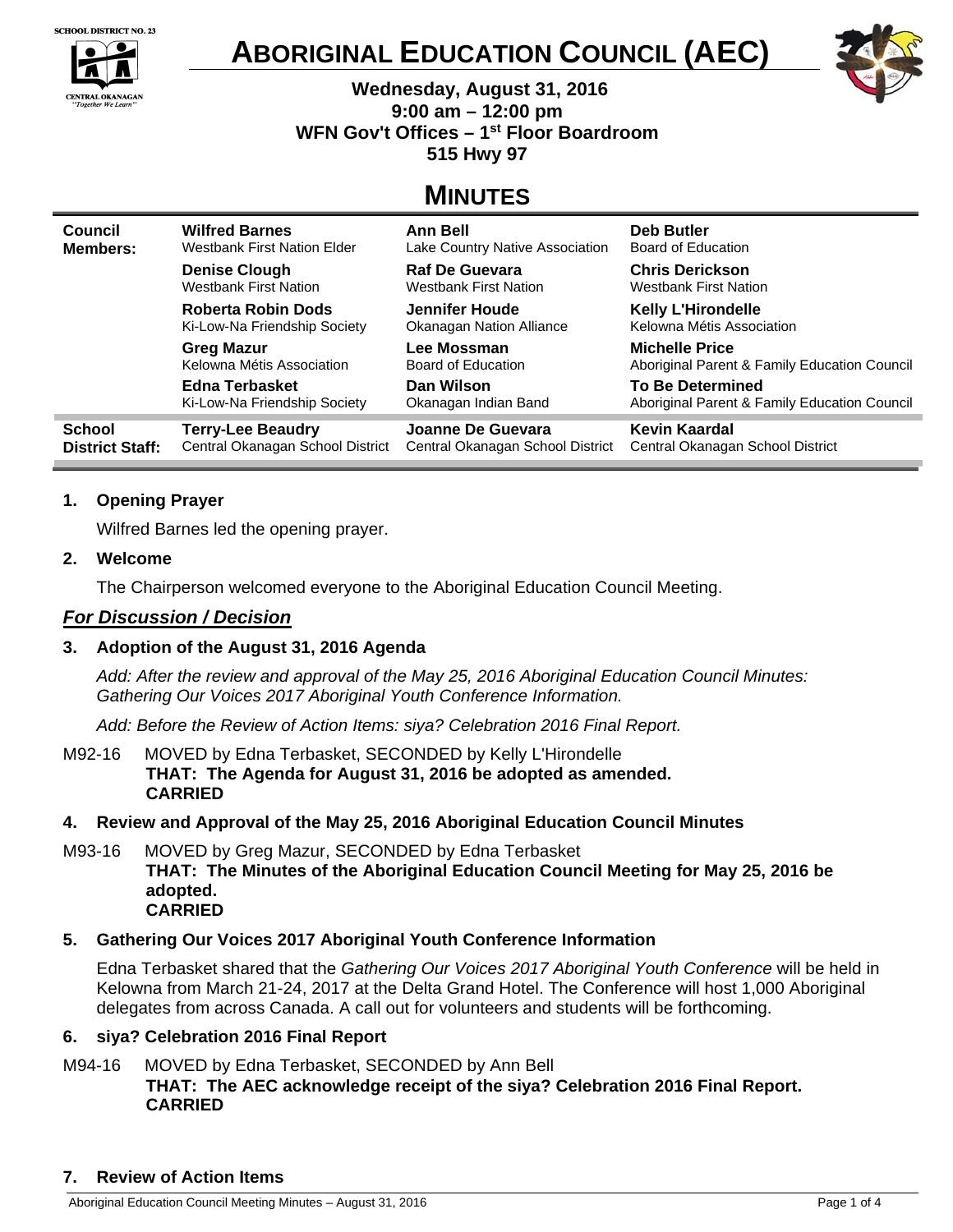SCHOOL DISTRICT NO. 23

CENTRAL OKANAGAN "Together We Learn"

# ABORIGINAL EDUCATION COUNCIL (AEC)

**Wednesday, August 31, 2016**
**9:00 am – 12:00 pm**
**WFN Gov't Offices – 1st Floor Boardroom**
**515 Hwy 97**

## MINUTES

| | | | |
|---|---|---|---|
| **Council Members:** | **Wilfred Barnes** Westbank First Nation Elder | **Ann Bell** Lake Country Native Association | **Deb Butler** Board of Education |
| | **Denise Clough** Westbank First Nation | **Raf De Guevara** Westbank First Nation | **Chris Derickson** Westbank First Nation |
| | **Roberta Robin Dods** Ki-Low-Na Friendship Society | **Jennifer Houde** Okanagan Nation Alliance | **Kelly L'Hirondelle** Kelowna Métis Association |
| | **Greg Mazur** Kelowna Métis Association | **Lee Mossman** Board of Education | **Michelle Price** Aboriginal Parent & Family Education Council |
| | **Edna Terbasket** Ki-Low-Na Friendship Society | **Dan Wilson** Okanagan Indian Band | **To Be Determined** Aboriginal Parent & Family Education Council |
| **School District Staff:** | **Terry-Lee Beaudry** Central Okanagan School District | **Joanne De Guevara** Central Okanagan School District | **Kevin Kaardal** Central Okanagan School District |

**1. Opening Prayer**

Wilfred Barnes led the opening prayer.

**2. Welcome**

The Chairperson welcomed everyone to the Aboriginal Education Council Meeting.

### ***For Discussion / Decision***

**3. Adoption of the August 31, 2016 Agenda**

*Add: After the review and approval of the May 25, 2016 Aboriginal Education Council Minutes: Gathering Our Voices 2017 Aboriginal Youth Conference Information.*

*Add: Before the Review of Action Items: siya? Celebration 2016 Final Report.*

M92-16 MOVED by Edna Terbasket, SECONDED by Kelly L'Hirondelle
**THAT: The Agenda for August 31, 2016 be adopted as amended.**
**CARRIED**

**4. Review and Approval of the May 25, 2016 Aboriginal Education Council Minutes**

M93-16 MOVED by Greg Mazur, SECONDED by Edna Terbasket
**THAT: The Minutes of the Aboriginal Education Council Meeting for May 25, 2016 be adopted.**
**CARRIED**

**5. Gathering Our Voices 2017 Aboriginal Youth Conference Information**

Edna Terbasket shared that the *Gathering Our Voices 2017 Aboriginal Youth Conference* will be held in Kelowna from March 21-24, 2017 at the Delta Grand Hotel. The Conference will host 1,000 Aboriginal delegates from across Canada. A call out for volunteers and students will be forthcoming.

**6. siya? Celebration 2016 Final Report**

M94-16 MOVED by Edna Terbasket, SECONDED by Ann Bell
**THAT: The AEC acknowledge receipt of the siya? Celebration 2016 Final Report.**
**CARRIED**

**7. Review of Action Items**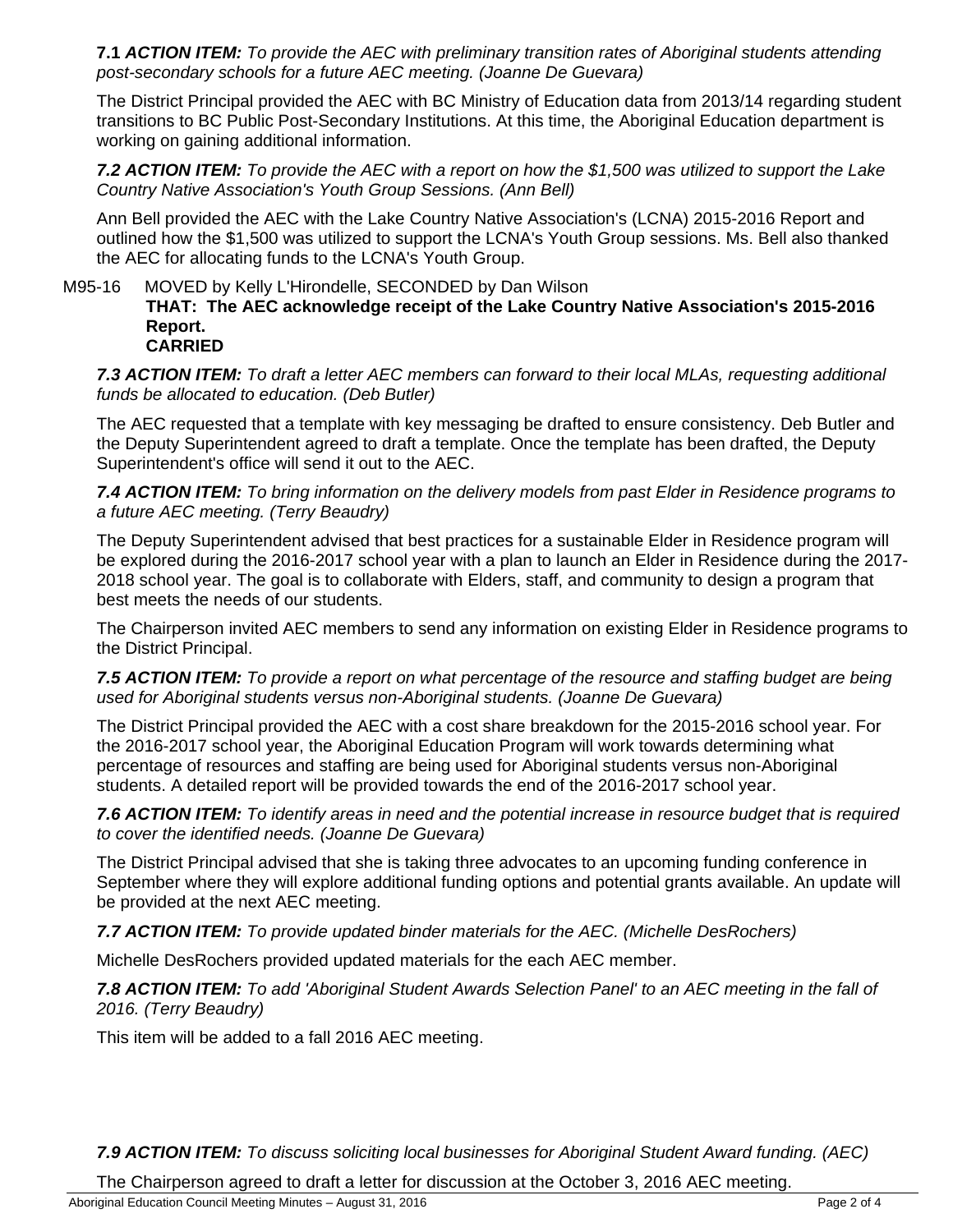**7.1 *ACTION ITEM:*** *To provide the AEC with preliminary transition rates of Aboriginal students attending post-secondary schools for a future AEC meeting. (Joanne De Guevara)*

The District Principal provided the AEC with BC Ministry of Education data from 2013/14 regarding student transitions to BC Public Post-Secondary Institutions. At this time, the Aboriginal Education department is working on gaining additional information.

***7.2 ACTION ITEM:*** *To provide the AEC with a report on how the $1,500 was utilized to support the Lake Country Native Association's Youth Group Sessions. (Ann Bell)*

Ann Bell provided the AEC with the Lake Country Native Association's (LCNA) 2015-2016 Report and outlined how the $1,500 was utilized to support the LCNA's Youth Group sessions. Ms. Bell also thanked the AEC for allocating funds to the LCNA's Youth Group.

M95-16 MOVED by Kelly L'Hirondelle, SECONDED by Dan Wilson
**THAT: The AEC acknowledge receipt of the Lake Country Native Association's 2015-2016 Report.**
**CARRIED**

***7.3 ACTION ITEM:*** *To draft a letter AEC members can forward to their local MLAs, requesting additional funds be allocated to education. (Deb Butler)*

The AEC requested that a template with key messaging be drafted to ensure consistency. Deb Butler and the Deputy Superintendent agreed to draft a template. Once the template has been drafted, the Deputy Superintendent's office will send it out to the AEC.

***7.4 ACTION ITEM:*** *To bring information on the delivery models from past Elder in Residence programs to a future AEC meeting. (Terry Beaudry)*

The Deputy Superintendent advised that best practices for a sustainable Elder in Residence program will be explored during the 2016-2017 school year with a plan to launch an Elder in Residence during the 2017-2018 school year. The goal is to collaborate with Elders, staff, and community to design a program that best meets the needs of our students.

The Chairperson invited AEC members to send any information on existing Elder in Residence programs to the District Principal.

***7.5 ACTION ITEM:*** *To provide a report on what percentage of the resource and staffing budget are being used for Aboriginal students versus non-Aboriginal students. (Joanne De Guevara)*

The District Principal provided the AEC with a cost share breakdown for the 2015-2016 school year. For the 2016-2017 school year, the Aboriginal Education Program will work towards determining what percentage of resources and staffing are being used for Aboriginal students versus non-Aboriginal students. A detailed report will be provided towards the end of the 2016-2017 school year.

***7.6 ACTION ITEM:*** *To identify areas in need and the potential increase in resource budget that is required to cover the identified needs. (Joanne De Guevara)*

The District Principal advised that she is taking three advocates to an upcoming funding conference in September where they will explore additional funding options and potential grants available. An update will be provided at the next AEC meeting.

***7.7 ACTION ITEM:*** *To provide updated binder materials for the AEC. (Michelle DesRochers)*

Michelle DesRochers provided updated materials for the each AEC member.

***7.8 ACTION ITEM:*** *To add 'Aboriginal Student Awards Selection Panel' to an AEC meeting in the fall of 2016. (Terry Beaudry)*

This item will be added to a fall 2016 AEC meeting.

***7.9 ACTION ITEM:*** *To discuss soliciting local businesses for Aboriginal Student Award funding. (AEC)*

The Chairperson agreed to draft a letter for discussion at the October 3, 2016 AEC meeting.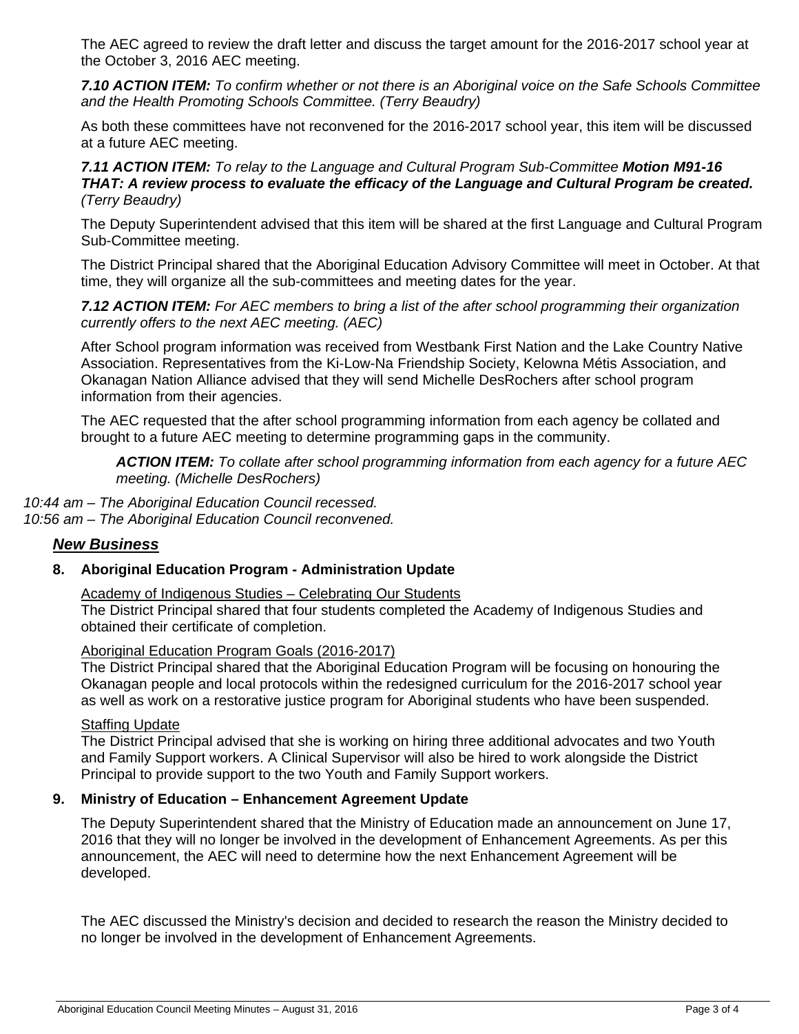The AEC agreed to review the draft letter and discuss the target amount for the 2016-2017 school year at the October 3, 2016 AEC meeting.

***7.10 ACTION ITEM:*** *To confirm whether or not there is an Aboriginal voice on the Safe Schools Committee and the Health Promoting Schools Committee. (Terry Beaudry)*

As both these committees have not reconvened for the 2016-2017 school year, this item will be discussed at a future AEC meeting.

***7.11 ACTION ITEM:*** *To relay to the Language and Cultural Program Sub-Committee* ***Motion M91-16 THAT: A review process to evaluate the efficacy of the Language and Cultural Program be created.*** *(Terry Beaudry)*

The Deputy Superintendent advised that this item will be shared at the first Language and Cultural Program Sub-Committee meeting.

The District Principal shared that the Aboriginal Education Advisory Committee will meet in October. At that time, they will organize all the sub-committees and meeting dates for the year.

***7.12 ACTION ITEM:*** *For AEC members to bring a list of the after school programming their organization currently offers to the next AEC meeting. (AEC)*

After School program information was received from Westbank First Nation and the Lake Country Native Association. Representatives from the Ki-Low-Na Friendship Society, Kelowna Métis Association, and Okanagan Nation Alliance advised that they will send Michelle DesRochers after school program information from their agencies.

The AEC requested that the after school programming information from each agency be collated and brought to a future AEC meeting to determine programming gaps in the community.

> ***ACTION ITEM:*** *To collate after school programming information from each agency for a future AEC meeting. (Michelle DesRochers)*

*10:44 am – The Aboriginal Education Council recessed.*
*10:56 am – The Aboriginal Education Council reconvened.*

## ***New Business***

### 8. Aboriginal Education Program - Administration Update

Academy of Indigenous Studies – Celebrating Our Students
The District Principal shared that four students completed the Academy of Indigenous Studies and obtained their certificate of completion.

Aboriginal Education Program Goals (2016-2017)
The District Principal shared that the Aboriginal Education Program will be focusing on honouring the Okanagan people and local protocols within the redesigned curriculum for the 2016-2017 school year as well as work on a restorative justice program for Aboriginal students who have been suspended.

Staffing Update
The District Principal advised that she is working on hiring three additional advocates and two Youth and Family Support workers. A Clinical Supervisor will also be hired to work alongside the District Principal to provide support to the two Youth and Family Support workers.

### 9. Ministry of Education – Enhancement Agreement Update

The Deputy Superintendent shared that the Ministry of Education made an announcement on June 17, 2016 that they will no longer be involved in the development of Enhancement Agreements. As per this announcement, the AEC will need to determine how the next Enhancement Agreement will be developed.

The AEC discussed the Ministry's decision and decided to research the reason the Ministry decided to no longer be involved in the development of Enhancement Agreements.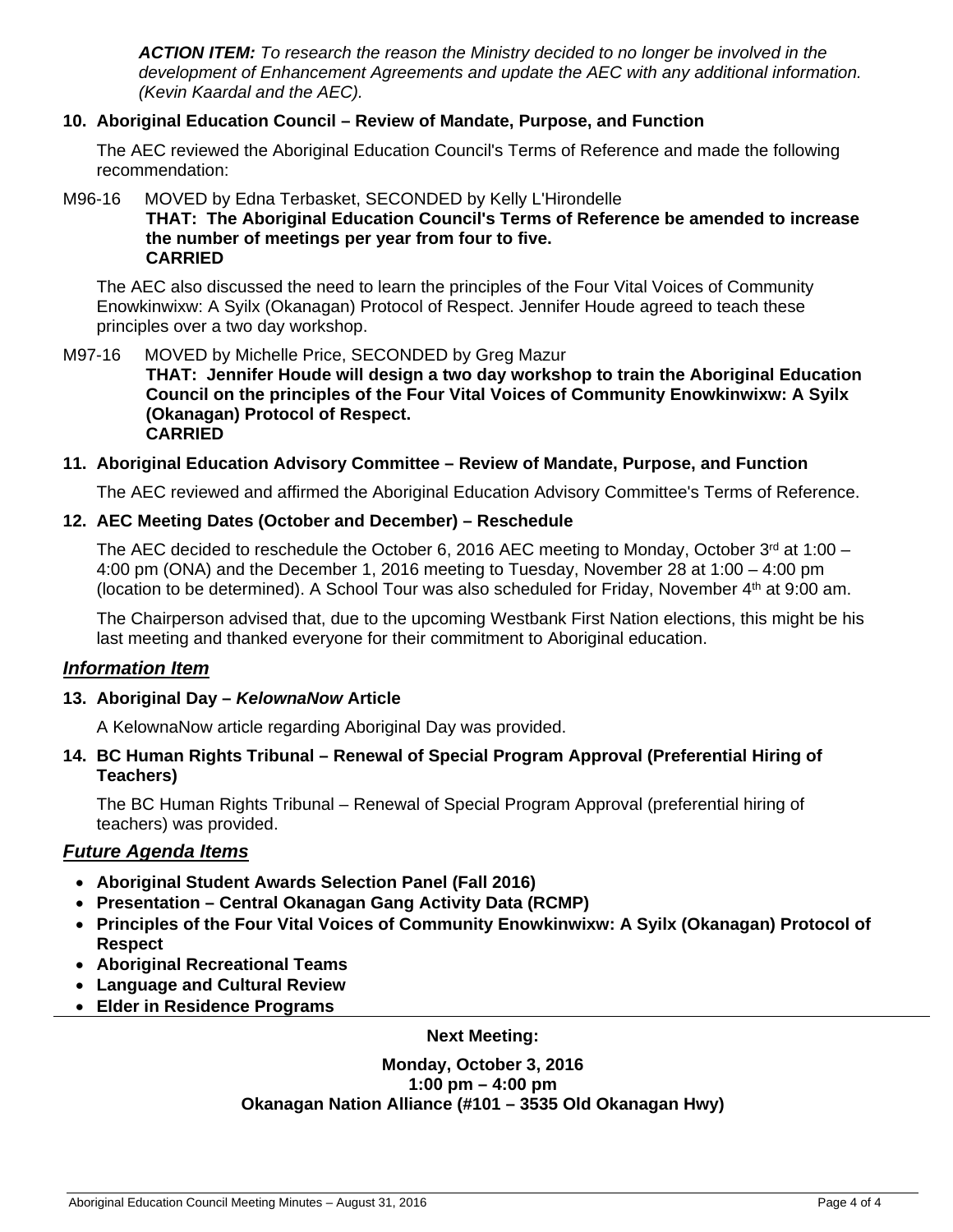***ACTION ITEM:*** *To research the reason the Ministry decided to no longer be involved in the development of Enhancement Agreements and update the AEC with any additional information. (Kevin Kaardal and the AEC).*

**10. Aboriginal Education Council – Review of Mandate, Purpose, and Function**

The AEC reviewed the Aboriginal Education Council's Terms of Reference and made the following recommendation:

M96-16 MOVED by Edna Terbasket, SECONDED by Kelly L'Hirondelle
**THAT: The Aboriginal Education Council's Terms of Reference be amended to increase the number of meetings per year from four to five.**
**CARRIED**

The AEC also discussed the need to learn the principles of the Four Vital Voices of Community Enowkinwixw: A Syilx (Okanagan) Protocol of Respect. Jennifer Houde agreed to teach these principles over a two day workshop.

M97-16 MOVED by Michelle Price, SECONDED by Greg Mazur
**THAT: Jennifer Houde will design a two day workshop to train the Aboriginal Education Council on the principles of the Four Vital Voices of Community Enowkinwixw: A Syilx (Okanagan) Protocol of Respect.**
**CARRIED**

**11. Aboriginal Education Advisory Committee – Review of Mandate, Purpose, and Function**

The AEC reviewed and affirmed the Aboriginal Education Advisory Committee's Terms of Reference.

**12. AEC Meeting Dates (October and December) – Reschedule**

The AEC decided to reschedule the October 6, 2016 AEC meeting to Monday, October 3rd at 1:00 – 4:00 pm (ONA) and the December 1, 2016 meeting to Tuesday, November 28 at 1:00 – 4:00 pm (location to be determined). A School Tour was also scheduled for Friday, November 4th at 9:00 am.

The Chairperson advised that, due to the upcoming Westbank First Nation elections, this might be his last meeting and thanked everyone for their commitment to Aboriginal education.

## ***Information Item***

**13. Aboriginal Day – *KelownaNow* Article**

A KelownaNow article regarding Aboriginal Day was provided.

**14. BC Human Rights Tribunal – Renewal of Special Program Approval (Preferential Hiring of Teachers)**

The BC Human Rights Tribunal – Renewal of Special Program Approval (preferential hiring of teachers) was provided.

## ***Future Agenda Items***

- **Aboriginal Student Awards Selection Panel (Fall 2016)**
- **Presentation – Central Okanagan Gang Activity Data (RCMP)**
- **Principles of the Four Vital Voices of Community Enowkinwixw: A Syilx (Okanagan) Protocol of Respect**
- **Aboriginal Recreational Teams**
- **Language and Cultural Review**
- **Elder in Residence Programs**

**Next Meeting:**

**Monday, October 3, 2016**
**1:00 pm – 4:00 pm**
**Okanagan Nation Alliance (#101 – 3535 Old Okanagan Hwy)**